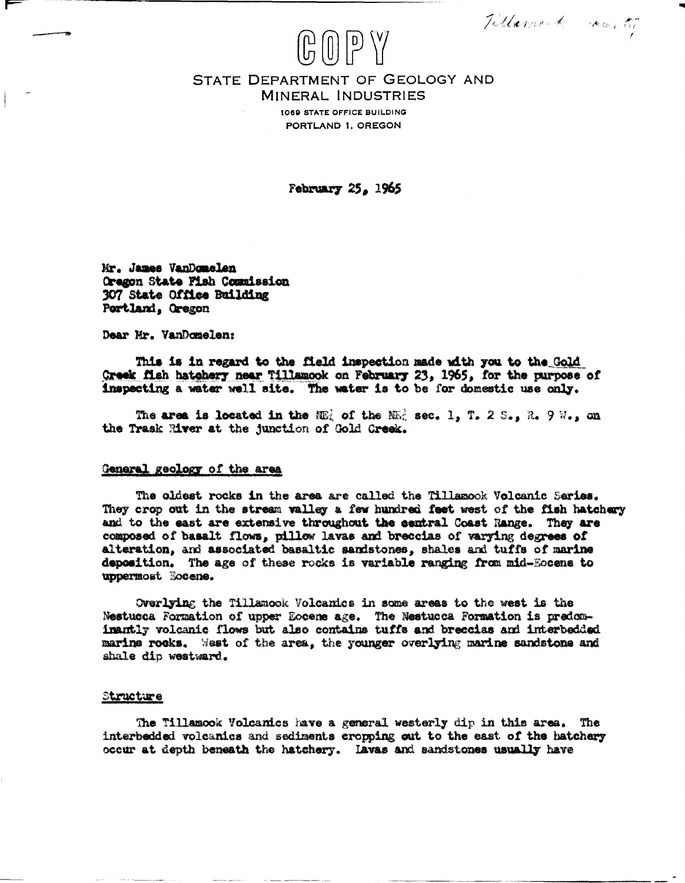Tillamook County

COPY

STATE DEPARTMENT OF GEOLOGY AND MINERAL INDUSTRIES
1069 STATE OFFICE BUILDING
PORTLAND 1, OREGON

February 25, 1965

Mr. James VanDomelen
Oregon State Fish Commission
307 State Office Building
Portland, Oregon

Dear Mr. VanDomelen:

This is in regard to the field inspection made with you to the Gold Creek fish hatchery near Tillamook on February 23, 1965, for the purpose of inspecting a water well site. The water is to be for domestic use only.

The area is located in the NE¼ of the NE¼ sec. 1, T. 2 S., R. 9 W., on the Trask River at the junction of Gold Creek.

## General geology of the area

The oldest rocks in the area are called the Tillamook Volcanic Series. They crop out in the stream valley a few hundred feet west of the fish hatchery and to the east are extensive throughout the central Coast Range. They are composed of basalt flows, pillow lavas and breccias of varying degrees of alteration, and associated basaltic sandstones, shales and tuffs of marine deposition. The age of these rocks is variable ranging from mid-Eocene to uppermost Eocene.

Overlying the Tillamook Volcanics in some areas to the west is the Nestucca Formation of upper Eocene age. The Nestucca Formation is predominantly volcanic flows but also contains tuffs and breccias and interbedded marine rocks. West of the area, the younger overlying marine sandstone and shale dip westward.

## Structure

The Tillamook Volcanics have a general westerly dip in this area. The interbedded volcanics and sediments cropping out to the east of the hatchery occur at depth beneath the hatchery. Lavas and sandstones usually have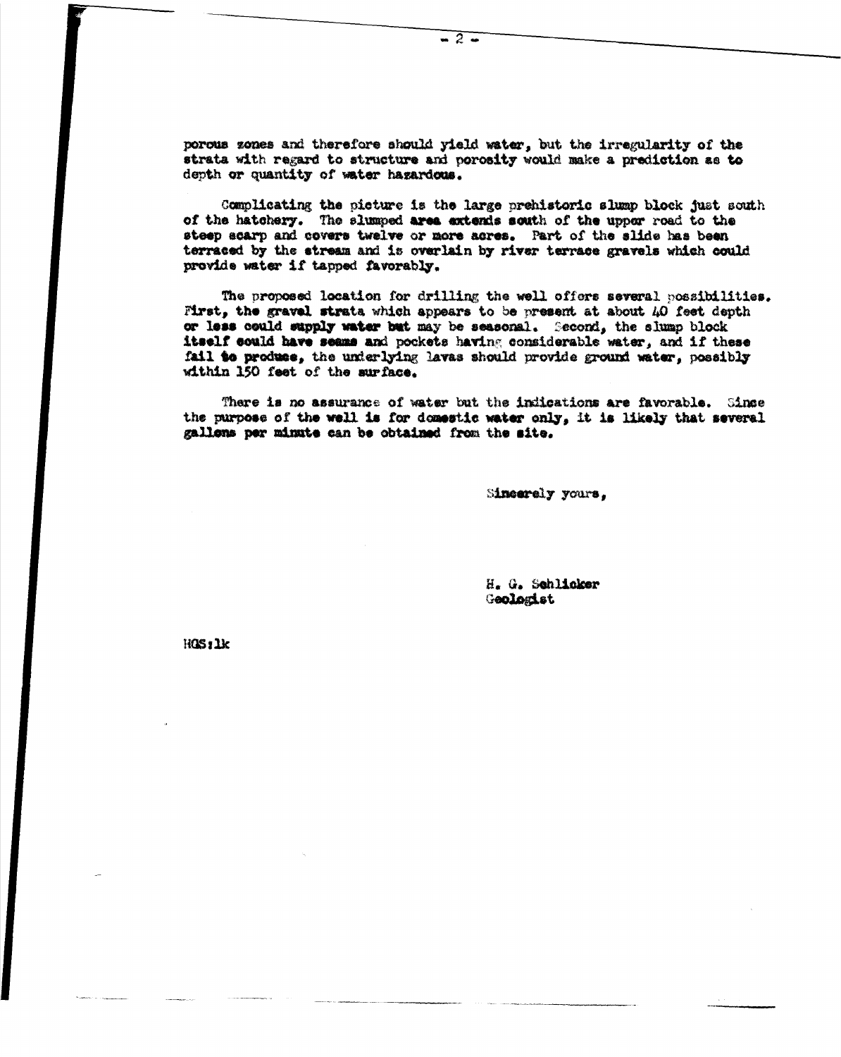porous zones and therefore should yield water, but the irregularity of the strata with regard to structure and porosity would make a prediction as to depth or quantity of water hazardous.

Complicating the picture is the large prehistoric slump block just south of the hatchery. The slumped area extends south of the upper road to the steep scarp and covers twelve or more acres. Part of the slide has been terraced by the stream and is overlain by river terrace gravels which could provide water if tapped favorably.

The proposed location for drilling the well offers several possibilities. First, the gravel strata which appears to be present at about 40 feet depth or less could supply water but may be seasonal. Second, the slump block itself could have seams and pockets having considerable water, and if these fail to produce, the underlying lavas should provide ground water, possibly within 150 feet of the surface.

There is no assurance of water but the indications are favorable. Since the purpose of the well is for domestic water only, it is likely that several gallons per minute can be obtained from the site.

Sincerely yours,

H. G. Schlicker
Geologist

HGS:lk